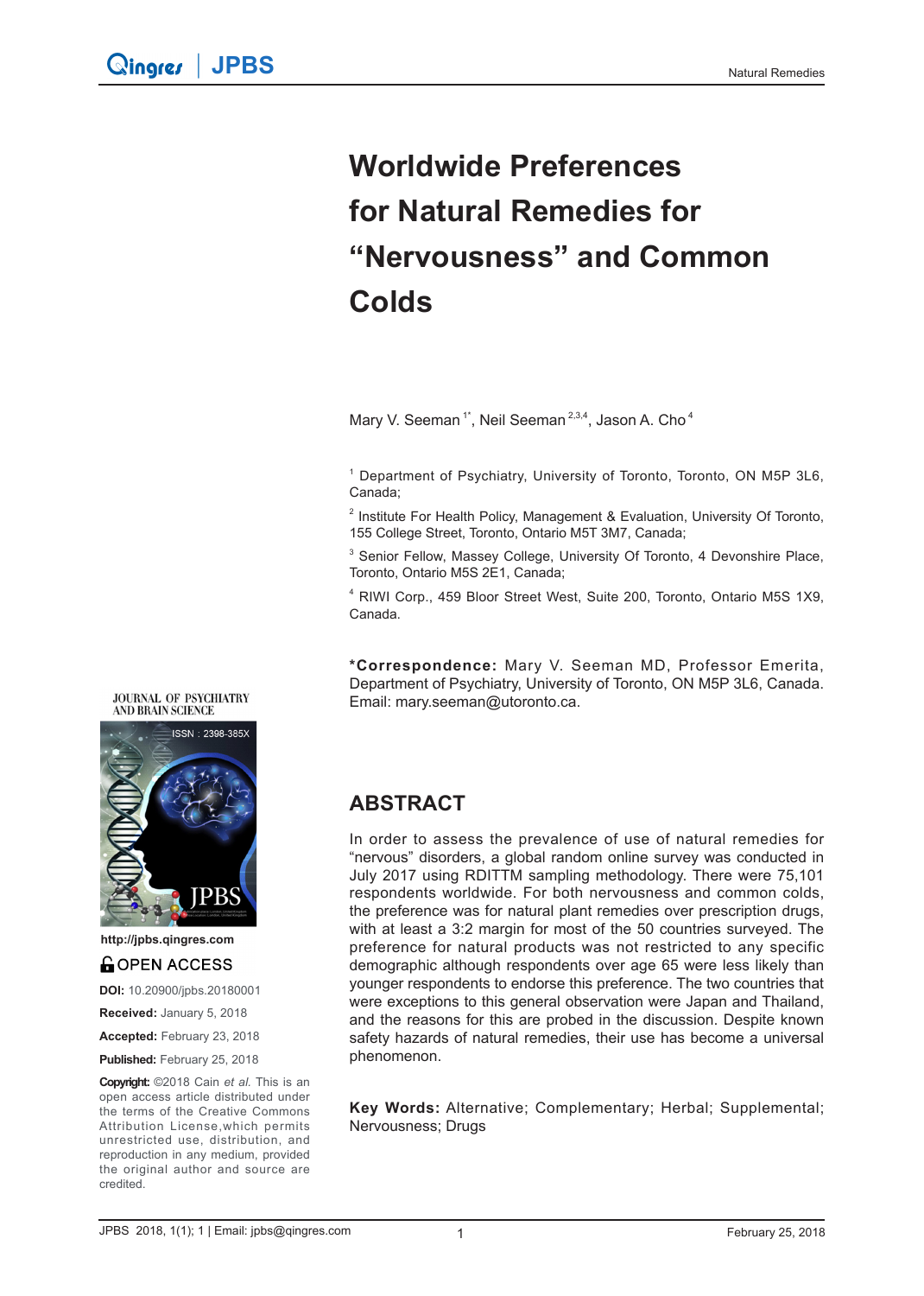# Worldwide Preferences for Natural Remedies for "Nervousness" and Common Colds

Mary V. Seeman [1*], Neil Seeman [2,3,4], Jason A. Cho [4]

[1] Department of Psychiatry, University of Toronto, Toronto, ON M5P 3L6, Canada;

[2] Institute For Health Policy, Management & Evaluation, University Of Toronto, 155 College Street, Toronto, Ontario M5T 3M7, Canada;

[3] Senior Fellow, Massey College, University Of Toronto, 4 Devonshire Place, Toronto, Ontario M5S 2E1, Canada;

[4] RIWI Corp., 459 Bloor Street West, Suite 200, Toronto, Ontario M5S 1X9, Canada.

**\*Correspondence:** Mary V. Seeman MD, Professor Emerita, Department of Psychiatry, University of Toronto, ON M5P 3L6, Canada. Email: mary.seeman@utoronto.ca.

JOURNAL OF PSYCHIATRY AND BRAIN SCIENCE

http://jpbs.qingres.com

OPEN ACCESS

**DOI:** 10.20900/jpbs.20180001

**Received:** January 5, 2018

**Accepted:** February 23, 2018

**Published:** February 25, 2018

**Copyright:** ©2018 Cain *et al.* This is an open access article distributed under the terms of the Creative Commons Attribution License,which permits unrestricted use, distribution, and reproduction in any medium, provided the original author and source are credited.

## ABSTRACT

In order to assess the prevalence of use of natural remedies for "nervous" disorders, a global random online survey was conducted in July 2017 using RDITTM sampling methodology. There were 75,101 respondents worldwide. For both nervousness and common colds, the preference was for natural plant remedies over prescription drugs, with at least a 3:2 margin for most of the 50 countries surveyed. The preference for natural products was not restricted to any specific demographic although respondents over age 65 were less likely than younger respondents to endorse this preference. The two countries that were exceptions to this general observation were Japan and Thailand, and the reasons for this are probed in the discussion. Despite known safety hazards of natural remedies, their use has become a universal phenomenon.

**Key Words:** Alternative; Complementary; Herbal; Supplemental; Nervousness; Drugs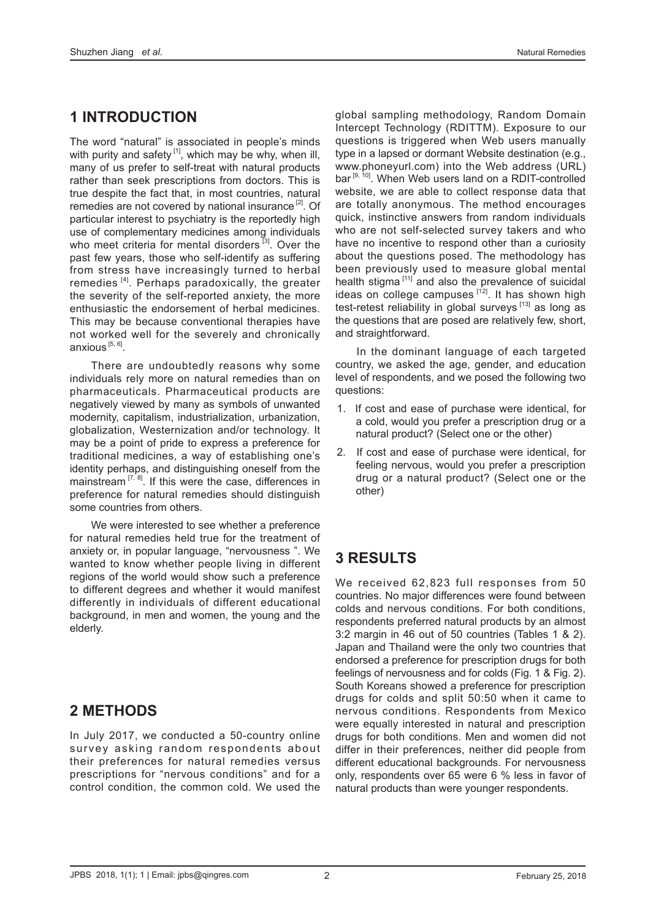## 1 INTRODUCTION

The word "natural" is associated in people's minds with purity and safety [1], which may be why, when ill, many of us prefer to self-treat with natural products rather than seek prescriptions from doctors. This is true despite the fact that, in most countries, natural remedies are not covered by national insurance [2]. Of particular interest to psychiatry is the reportedly high use of complementary medicines among individuals who meet criteria for mental disorders [3]. Over the past few years, those who self-identify as suffering from stress have increasingly turned to herbal remedies [4]. Perhaps paradoxically, the greater the severity of the self-reported anxiety, the more enthusiastic the endorsement of herbal medicines. This may be because conventional therapies have not worked well for the severely and chronically anxious [5, 6].

There are undoubtedly reasons why some individuals rely more on natural remedies than on pharmaceuticals. Pharmaceutical products are negatively viewed by many as symbols of unwanted modernity, capitalism, industrialization, urbanization, globalization, Westernization and/or technology. It may be a point of pride to express a preference for traditional medicines, a way of establishing one's identity perhaps, and distinguishing oneself from the mainstream [7, 8]. If this were the case, differences in preference for natural remedies should distinguish some countries from others.

We were interested to see whether a preference for natural remedies held true for the treatment of anxiety or, in popular language, "nervousness ". We wanted to know whether people living in different regions of the world would show such a preference to different degrees and whether it would manifest differently in individuals of different educational background, in men and women, the young and the elderly.

## 2 METHODS

In July 2017, we conducted a 50-country online survey asking random respondents about their preferences for natural remedies versus prescriptions for "nervous conditions" and for a control condition, the common cold. We used the global sampling methodology, Random Domain Intercept Technology (RDITTM). Exposure to our questions is triggered when Web users manually type in a lapsed or dormant Website destination (e.g., www.phoneyurl.com) into the Web address (URL) bar [9, 10]. When Web users land on a RDIT-controlled website, we are able to collect response data that are totally anonymous. The method encourages quick, instinctive answers from random individuals who are not self-selected survey takers and who have no incentive to respond other than a curiosity about the questions posed. The methodology has been previously used to measure global mental health stigma [11] and also the prevalence of suicidal ideas on college campuses [12]. It has shown high test-retest reliability in global surveys [13] as long as the questions that are posed are relatively few, short, and straightforward.

In the dominant language of each targeted country, we asked the age, gender, and education level of respondents, and we posed the following two questions:

1. If cost and ease of purchase were identical, for a cold, would you prefer a prescription drug or a natural product? (Select one or the other)
2. If cost and ease of purchase were identical, for feeling nervous, would you prefer a prescription drug or a natural product? (Select one or the other)

## 3 RESULTS

We received 62,823 full responses from 50 countries. No major differences were found between colds and nervous conditions. For both conditions, respondents preferred natural products by an almost 3:2 margin in 46 out of 50 countries (Tables 1 & 2). Japan and Thailand were the only two countries that endorsed a preference for prescription drugs for both feelings of nervousness and for colds (Fig. 1 & Fig. 2). South Koreans showed a preference for prescription drugs for colds and split 50:50 when it came to nervous conditions. Respondents from Mexico were equally interested in natural and prescription drugs for both conditions. Men and women did not differ in their preferences, neither did people from different educational backgrounds. For nervousness only, respondents over 65 were 6 % less in favor of natural products than were younger respondents.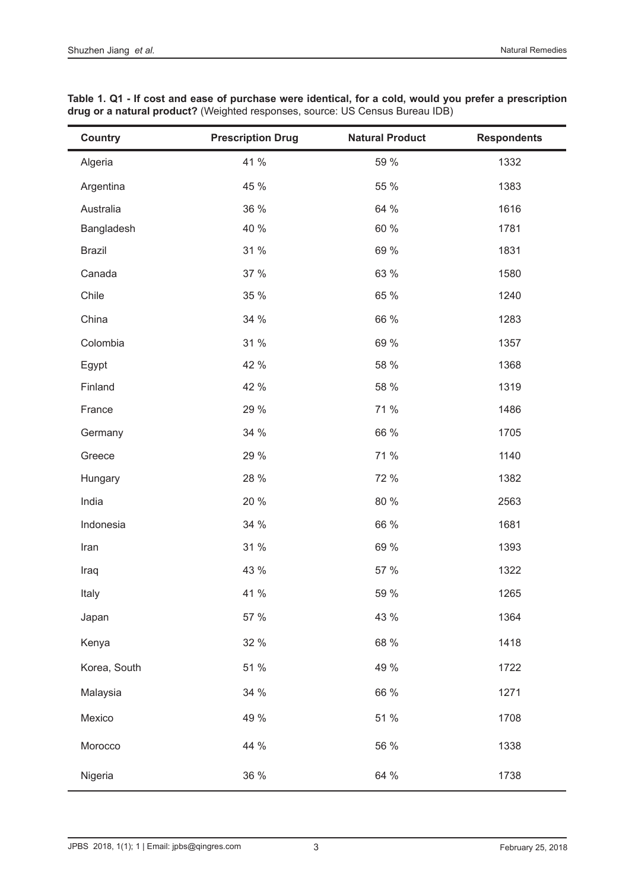**Table 1. Q1 - If cost and ease of purchase were identical, for a cold, would you prefer a prescription drug or a natural product?** (Weighted responses, source: US Census Bureau IDB)

| Country | Prescription Drug | Natural Product | Respondents |
|---|---|---|---|
| Algeria | 41 % | 59 % | 1332 |
| Argentina | 45 % | 55 % | 1383 |
| Australia | 36 % | 64 % | 1616 |
| Bangladesh | 40 % | 60 % | 1781 |
| Brazil | 31 % | 69 % | 1831 |
| Canada | 37 % | 63 % | 1580 |
| Chile | 35 % | 65 % | 1240 |
| China | 34 % | 66 % | 1283 |
| Colombia | 31 % | 69 % | 1357 |
| Egypt | 42 % | 58 % | 1368 |
| Finland | 42 % | 58 % | 1319 |
| France | 29 % | 71 % | 1486 |
| Germany | 34 % | 66 % | 1705 |
| Greece | 29 % | 71 % | 1140 |
| Hungary | 28 % | 72 % | 1382 |
| India | 20 % | 80 % | 2563 |
| Indonesia | 34 % | 66 % | 1681 |
| Iran | 31 % | 69 % | 1393 |
| Iraq | 43 % | 57 % | 1322 |
| Italy | 41 % | 59 % | 1265 |
| Japan | 57 % | 43 % | 1364 |
| Kenya | 32 % | 68 % | 1418 |
| Korea, South | 51 % | 49 % | 1722 |
| Malaysia | 34 % | 66 % | 1271 |
| Mexico | 49 % | 51 % | 1708 |
| Morocco | 44 % | 56 % | 1338 |
| Nigeria | 36 % | 64 % | 1738 |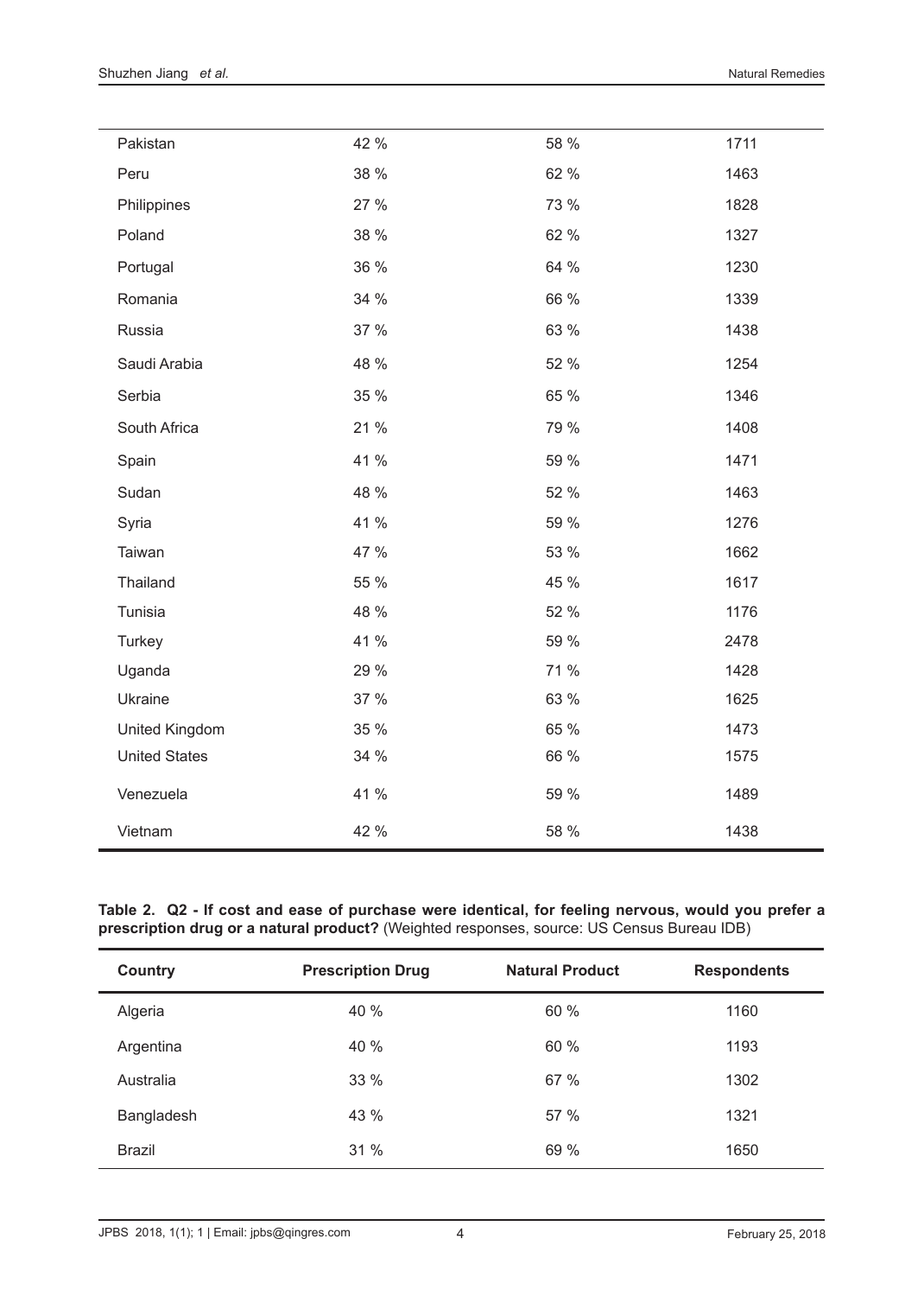| | | | |
|---|---|---|---|
| Pakistan | 42 % | 58 % | 1711 |
| Peru | 38 % | 62 % | 1463 |
| Philippines | 27 % | 73 % | 1828 |
| Poland | 38 % | 62 % | 1327 |
| Portugal | 36 % | 64 % | 1230 |
| Romania | 34 % | 66 % | 1339 |
| Russia | 37 % | 63 % | 1438 |
| Saudi Arabia | 48 % | 52 % | 1254 |
| Serbia | 35 % | 65 % | 1346 |
| South Africa | 21 % | 79 % | 1408 |
| Spain | 41 % | 59 % | 1471 |
| Sudan | 48 % | 52 % | 1463 |
| Syria | 41 % | 59 % | 1276 |
| Taiwan | 47 % | 53 % | 1662 |
| Thailand | 55 % | 45 % | 1617 |
| Tunisia | 48 % | 52 % | 1176 |
| Turkey | 41 % | 59 % | 2478 |
| Uganda | 29 % | 71 % | 1428 |
| Ukraine | 37 % | 63 % | 1625 |
| United Kingdom | 35 % | 65 % | 1473 |
| United States | 34 % | 66 % | 1575 |
| Venezuela | 41 % | 59 % | 1489 |
| Vietnam | 42 % | 58 % | 1438 |

**Table 2. Q2 - If cost and ease of purchase were identical, for feeling nervous, would you prefer a prescription drug or a natural product?** (Weighted responses, source: US Census Bureau IDB)

| Country | Prescription Drug | Natural Product | Respondents |
|---|---|---|---|
| Algeria | 40 % | 60 % | 1160 |
| Argentina | 40 % | 60 % | 1193 |
| Australia | 33 % | 67 % | 1302 |
| Bangladesh | 43 % | 57 % | 1321 |
| Brazil | 31 % | 69 % | 1650 |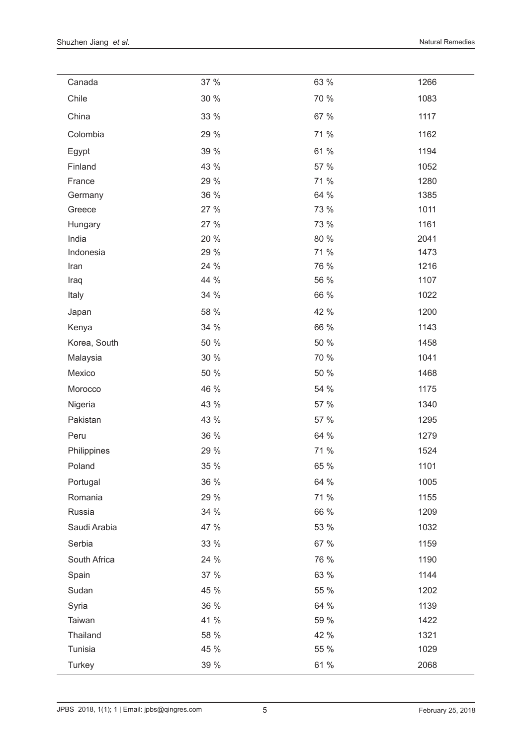| | | | |
|---|---|---|---|
| Canada | 37 % | 63 % | 1266 |
| Chile | 30 % | 70 % | 1083 |
| China | 33 % | 67 % | 1117 |
| Colombia | 29 % | 71 % | 1162 |
| Egypt | 39 % | 61 % | 1194 |
| Finland | 43 % | 57 % | 1052 |
| France | 29 % | 71 % | 1280 |
| Germany | 36 % | 64 % | 1385 |
| Greece | 27 % | 73 % | 1011 |
| Hungary | 27 % | 73 % | 1161 |
| India | 20 % | 80 % | 2041 |
| Indonesia | 29 % | 71 % | 1473 |
| Iran | 24 % | 76 % | 1216 |
| Iraq | 44 % | 56 % | 1107 |
| Italy | 34 % | 66 % | 1022 |
| Japan | 58 % | 42 % | 1200 |
| Kenya | 34 % | 66 % | 1143 |
| Korea, South | 50 % | 50 % | 1458 |
| Malaysia | 30 % | 70 % | 1041 |
| Mexico | 50 % | 50 % | 1468 |
| Morocco | 46 % | 54 % | 1175 |
| Nigeria | 43 % | 57 % | 1340 |
| Pakistan | 43 % | 57 % | 1295 |
| Peru | 36 % | 64 % | 1279 |
| Philippines | 29 % | 71 % | 1524 |
| Poland | 35 % | 65 % | 1101 |
| Portugal | 36 % | 64 % | 1005 |
| Romania | 29 % | 71 % | 1155 |
| Russia | 34 % | 66 % | 1209 |
| Saudi Arabia | 47 % | 53 % | 1032 |
| Serbia | 33 % | 67 % | 1159 |
| South Africa | 24 % | 76 % | 1190 |
| Spain | 37 % | 63 % | 1144 |
| Sudan | 45 % | 55 % | 1202 |
| Syria | 36 % | 64 % | 1139 |
| Taiwan | 41 % | 59 % | 1422 |
| Thailand | 58 % | 42 % | 1321 |
| Tunisia | 45 % | 55 % | 1029 |
| Turkey | 39 % | 61 % | 2068 |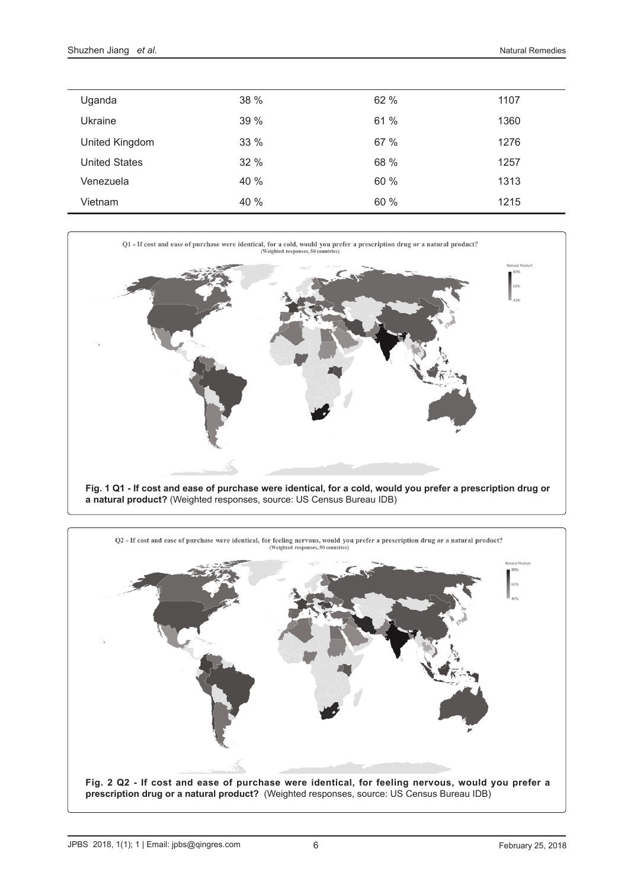| | | | |
|---|---|---|---|
| Uganda | 38 % | 62 % | 1107 |
| Ukraine | 39 % | 61 % | 1360 |
| United Kingdom | 33 % | 67 % | 1276 |
| United States | 32 % | 68 % | 1257 |
| Venezuela | 40 % | 60 % | 1313 |
| Vietnam | 40 % | 60 % | 1215 |

**Fig. 1 Q1 - If cost and ease of purchase were identical, for a cold, would you prefer a prescription drug or a natural product?** (Weighted responses, source: US Census Bureau IDB)

**Fig. 2 Q2 - If cost and ease of purchase were identical, for feeling nervous, would you prefer a prescription drug or a natural product?** (Weighted responses, source: US Census Bureau IDB)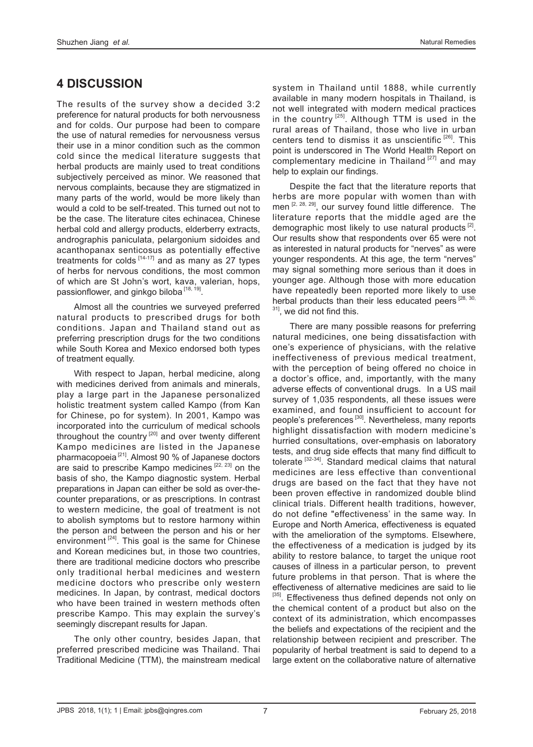## 4 DISCUSSION

The results of the survey show a decided 3:2 preference for natural products for both nervousness and for colds. Our purpose had been to compare the use of natural remedies for nervousness versus their use in a minor condition such as the common cold since the medical literature suggests that herbal products are mainly used to treat conditions subjectively perceived as minor. We reasoned that nervous complaints, because they are stigmatized in many parts of the world, would be more likely than would a cold to be self-treated. This turned out not to be the case. The literature cites echinacea, Chinese herbal cold and allergy products, elderberry extracts, andrographis paniculata, pelargonium sidoides and acanthopanax senticosus as potentially effective treatments for colds [14-17] and as many as 27 types of herbs for nervous conditions, the most common of which are St John's wort, kava, valerian, hops, passionflower, and ginkgo biloba [18, 19].

Almost all the countries we surveyed preferred natural products to prescribed drugs for both conditions. Japan and Thailand stand out as preferring prescription drugs for the two conditions while South Korea and Mexico endorsed both types of treatment equally.

With respect to Japan, herbal medicine, along with medicines derived from animals and minerals, play a large part in the Japanese personalized holistic treatment system called Kampo (from Kan for Chinese, po for system). In 2001, Kampo was incorporated into the curriculum of medical schools throughout the country [20] and over twenty different Kampo medicines are listed in the Japanese pharmacopoeia [21]. Almost 90 % of Japanese doctors are said to prescribe Kampo medicines [22, 23] on the basis of sho, the Kampo diagnostic system. Herbal preparations in Japan can either be sold as over-the-counter preparations, or as prescriptions. In contrast to western medicine, the goal of treatment is not to abolish symptoms but to restore harmony within the person and between the person and his or her environment [24]. This goal is the same for Chinese and Korean medicines but, in those two countries, there are traditional medicine doctors who prescribe only traditional herbal medicines and western medicine doctors who prescribe only western medicines. In Japan, by contrast, medical doctors who have been trained in western methods often prescribe Kampo. This may explain the survey's seemingly discrepant results for Japan.

The only other country, besides Japan, that preferred prescribed medicine was Thailand. Thai Traditional Medicine (TTM), the mainstream medical system in Thailand until 1888, while currently available in many modern hospitals in Thailand, is not well integrated with modern medical practices in the country [25]. Although TTM is used in the rural areas of Thailand, those who live in urban centers tend to dismiss it as unscientific [26]. This point is underscored in The World Health Report on complementary medicine in Thailand [27] and may help to explain our findings.

Despite the fact that the literature reports that herbs are more popular with women than with men [2, 28, 29], our survey found little difference. The literature reports that the middle aged are the demographic most likely to use natural products [2]. Our results show that respondents over 65 were not as interested in natural products for "nerves" as were younger respondents. At this age, the term "nerves" may signal something more serious than it does in younger age. Although those with more education have repeatedly been reported more likely to use herbal products than their less educated peers [28, 30, 31], we did not find this.

There are many possible reasons for preferring natural medicines, one being dissatisfaction with one's experience of physicians, with the relative ineffectiveness of previous medical treatment, with the perception of being offered no choice in a doctor's office, and, importantly, with the many adverse effects of conventional drugs. In a US mail survey of 1,035 respondents, all these issues were examined, and found insufficient to account for people's preferences [30]. Nevertheless, many reports highlight dissatisfaction with modern medicine's hurried consultations, over-emphasis on laboratory tests, and drug side effects that many find difficult to tolerate [32-34]. Standard medical claims that natural medicines are less effective than conventional drugs are based on the fact that they have not been proven effective in randomized double blind clinical trials. Different health traditions, however, do not define "effectiveness' in the same way. In Europe and North America, effectiveness is equated with the amelioration of the symptoms. Elsewhere, the effectiveness of a medication is judged by its ability to restore balance, to target the unique root causes of illness in a particular person, to prevent future problems in that person. That is where the effectiveness of alternative medicines are said to lie [35]. Effectiveness thus defined depends not only on the chemical content of a product but also on the context of its administration, which encompasses the beliefs and expectations of the recipient and the relationship between recipient and prescriber. The popularity of herbal treatment is said to depend to a large extent on the collaborative nature of alternative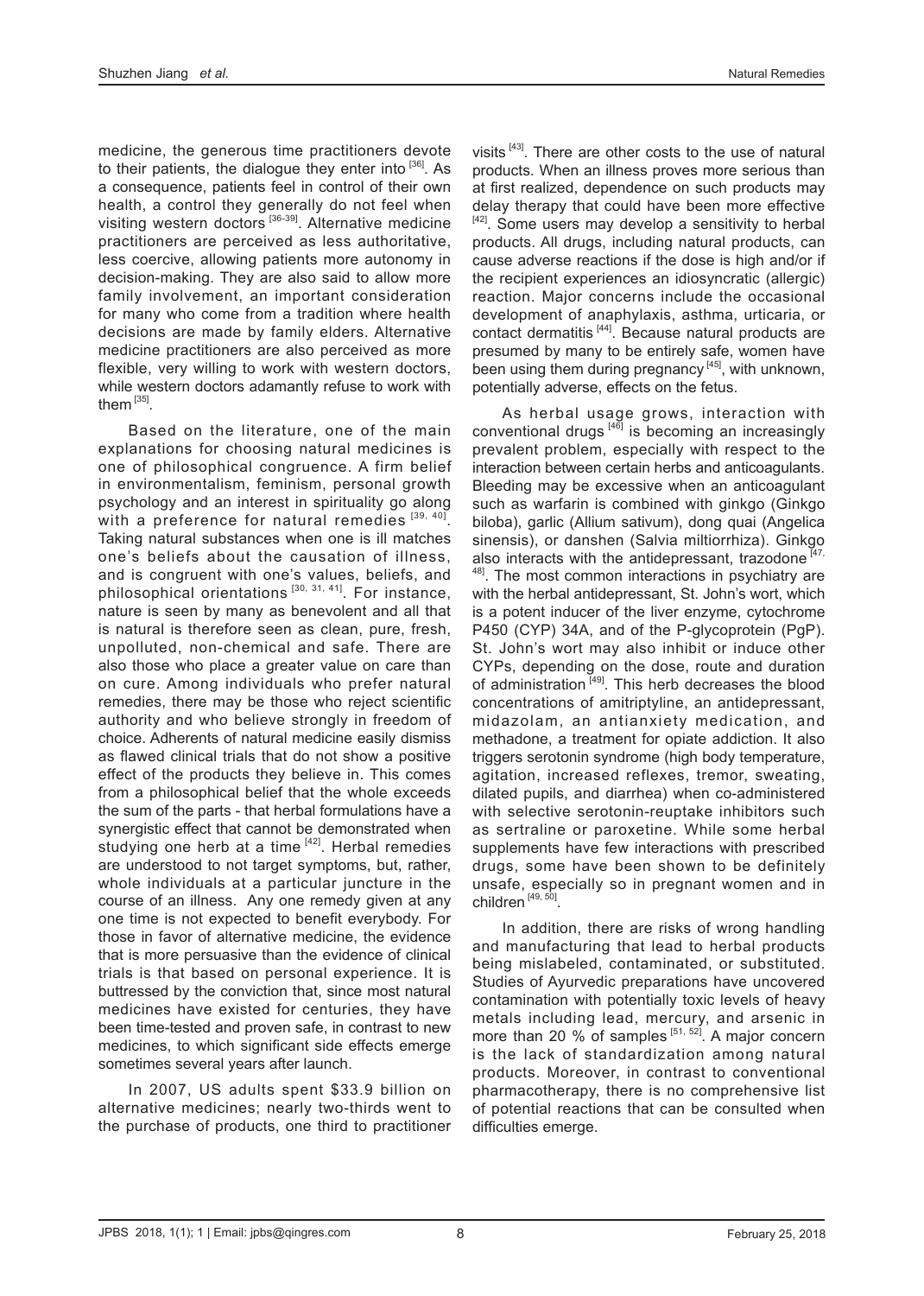medicine, the generous time practitioners devote to their patients, the dialogue they enter into [36]. As a consequence, patients feel in control of their own health, a control they generally do not feel when visiting western doctors [36-39]. Alternative medicine practitioners are perceived as less authoritative, less coercive, allowing patients more autonomy in decision-making. They are also said to allow more family involvement, an important consideration for many who come from a tradition where health decisions are made by family elders. Alternative medicine practitioners are also perceived as more flexible, very willing to work with western doctors, while western doctors adamantly refuse to work with them [35].

Based on the literature, one of the main explanations for choosing natural medicines is one of philosophical congruence. A firm belief in environmentalism, feminism, personal growth psychology and an interest in spirituality go along with a preference for natural remedies [39, 40]. Taking natural substances when one is ill matches one's beliefs about the causation of illness, and is congruent with one's values, beliefs, and philosophical orientations [30, 31, 41]. For instance, nature is seen by many as benevolent and all that is natural is therefore seen as clean, pure, fresh, unpolluted, non-chemical and safe. There are also those who place a greater value on care than on cure. Among individuals who prefer natural remedies, there may be those who reject scientific authority and who believe strongly in freedom of choice. Adherents of natural medicine easily dismiss as flawed clinical trials that do not show a positive effect of the products they believe in. This comes from a philosophical belief that the whole exceeds the sum of the parts - that herbal formulations have a synergistic effect that cannot be demonstrated when studying one herb at a time [42]. Herbal remedies are understood to not target symptoms, but, rather, whole individuals at a particular juncture in the course of an illness. Any one remedy given at any one time is not expected to benefit everybody. For those in favor of alternative medicine, the evidence that is more persuasive than the evidence of clinical trials is that based on personal experience. It is buttressed by the conviction that, since most natural medicines have existed for centuries, they have been time-tested and proven safe, in contrast to new medicines, to which significant side effects emerge sometimes several years after launch.

In 2007, US adults spent $33.9 billion on alternative medicines; nearly two-thirds went to the purchase of products, one third to practitioner visits [43]. There are other costs to the use of natural products. When an illness proves more serious than at first realized, dependence on such products may delay therapy that could have been more effective [42]. Some users may develop a sensitivity to herbal products. All drugs, including natural products, can cause adverse reactions if the dose is high and/or if the recipient experiences an idiosyncratic (allergic) reaction. Major concerns include the occasional development of anaphylaxis, asthma, urticaria, or contact dermatitis [44]. Because natural products are presumed by many to be entirely safe, women have been using them during pregnancy [45], with unknown, potentially adverse, effects on the fetus.

As herbal usage grows, interaction with conventional drugs [46] is becoming an increasingly prevalent problem, especially with respect to the interaction between certain herbs and anticoagulants. Bleeding may be excessive when an anticoagulant such as warfarin is combined with ginkgo (Ginkgo biloba), garlic (Allium sativum), dong quai (Angelica sinensis), or danshen (Salvia miltiorrhiza). Ginkgo also interacts with the antidepressant, trazodone [47, 48]. The most common interactions in psychiatry are with the herbal antidepressant, St. John's wort, which is a potent inducer of the liver enzyme, cytochrome P450 (CYP) 34A, and of the P-glycoprotein (PgP). St. John's wort may also inhibit or induce other CYPs, depending on the dose, route and duration of administration [49]. This herb decreases the blood concentrations of amitriptyline, an antidepressant, midazolam, an antianxiety medication, and methadone, a treatment for opiate addiction. It also triggers serotonin syndrome (high body temperature, agitation, increased reflexes, tremor, sweating, dilated pupils, and diarrhea) when co-administered with selective serotonin-reuptake inhibitors such as sertraline or paroxetine. While some herbal supplements have few interactions with prescribed drugs, some have been shown to be definitely unsafe, especially so in pregnant women and in children [49, 50].

In addition, there are risks of wrong handling and manufacturing that lead to herbal products being mislabeled, contaminated, or substituted. Studies of Ayurvedic preparations have uncovered contamination with potentially toxic levels of heavy metals including lead, mercury, and arsenic in more than 20 % of samples [51, 52]. A major concern is the lack of standardization among natural products. Moreover, in contrast to conventional pharmacotherapy, there is no comprehensive list of potential reactions that can be consulted when difficulties emerge.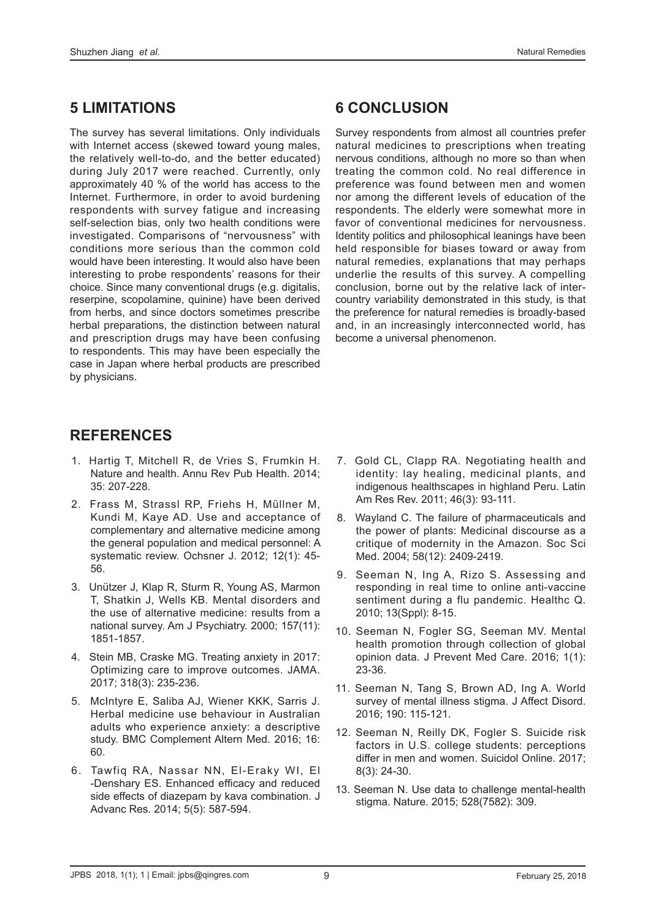## 5 LIMITATIONS

The survey has several limitations. Only individuals with Internet access (skewed toward young males, the relatively well-to-do, and the better educated) during July 2017 were reached. Currently, only approximately 40 % of the world has access to the Internet. Furthermore, in order to avoid burdening respondents with survey fatigue and increasing self-selection bias, only two health conditions were investigated. Comparisons of "nervousness" with conditions more serious than the common cold would have been interesting. It would also have been interesting to probe respondents' reasons for their choice. Since many conventional drugs (e.g. digitalis, reserpine, scopolamine, quinine) have been derived from herbs, and since doctors sometimes prescribe herbal preparations, the distinction between natural and prescription drugs may have been confusing to respondents. This may have been especially the case in Japan where herbal products are prescribed by physicians.

## 6 CONCLUSION

Survey respondents from almost all countries prefer natural medicines to prescriptions when treating nervous conditions, although no more so than when treating the common cold. No real difference in preference was found between men and women nor among the different levels of education of the respondents. The elderly were somewhat more in favor of conventional medicines for nervousness. Identity politics and philosophical leanings have been held responsible for biases toward or away from natural remedies, explanations that may perhaps underlie the results of this survey. A compelling conclusion, borne out by the relative lack of inter-country variability demonstrated in this study, is that the preference for natural remedies is broadly-based and, in an increasingly interconnected world, has become a universal phenomenon.

## REFERENCES

1. Hartig T, Mitchell R, de Vries S, Frumkin H. Nature and health. Annu Rev Pub Health. 2014; 35: 207-228.
2. Frass M, Strassl RP, Friehs H, Müllner M, Kundi M, Kaye AD. Use and acceptance of complementary and alternative medicine among the general population and medical personnel: A systematic review. Ochsner J. 2012; 12(1): 45-56.
3. Unützer J, Klap R, Sturm R, Young AS, Marmon T, Shatkin J, Wells KB. Mental disorders and the use of alternative medicine: results from a national survey. Am J Psychiatry. 2000; 157(11): 1851-1857.
4. Stein MB, Craske MG. Treating anxiety in 2017: Optimizing care to improve outcomes. JAMA. 2017; 318(3): 235-236.
5. McIntyre E, Saliba AJ, Wiener KKK, Sarris J. Herbal medicine use behaviour in Australian adults who experience anxiety: a descriptive study. BMC Complement Altern Med. 2016; 16: 60.
6. Tawfiq RA, Nassar NN, El-Eraky WI, El -Denshary ES. Enhanced efficacy and reduced side effects of diazepam by kava combination. J Advanc Res. 2014; 5(5): 587-594.
7. Gold CL, Clapp RA. Negotiating health and identity: lay healing, medicinal plants, and indigenous healthscapes in highland Peru. Latin Am Res Rev. 2011; 46(3): 93-111.
8. Wayland C. The failure of pharmaceuticals and the power of plants: Medicinal discourse as a critique of modernity in the Amazon. Soc Sci Med. 2004; 58(12): 2409-2419.
9. Seeman N, Ing A, Rizo S. Assessing and responding in real time to online anti-vaccine sentiment during a flu pandemic. Healthc Q. 2010; 13(Sppl): 8-15.
10. Seeman N, Fogler SG, Seeman MV. Mental health promotion through collection of global opinion data. J Prevent Med Care. 2016; 1(1): 23-36.
11. Seeman N, Tang S, Brown AD, Ing A. World survey of mental illness stigma. J Affect Disord. 2016; 190: 115-121.
12. Seeman N, Reilly DK, Fogler S. Suicide risk factors in U.S. college students: perceptions differ in men and women. Suicidol Online. 2017; 8(3): 24-30.
13. Seeman N. Use data to challenge mental-health stigma. Nature. 2015; 528(7582): 309.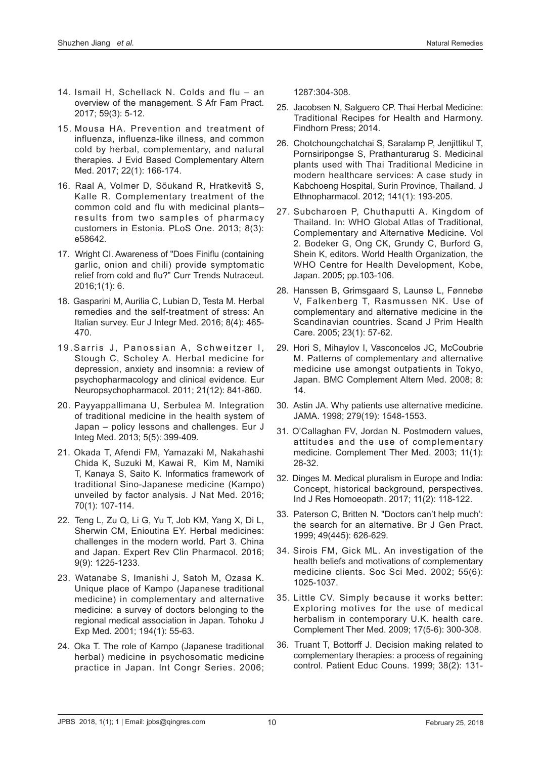14. Ismail H, Schellack N. Colds and flu – an overview of the management. S Afr Fam Pract. 2017; 59(3): 5-12.

15. Mousa HA. Prevention and treatment of influenza, influenza-like illness, and common cold by herbal, complementary, and natural therapies. J Evid Based Complementary Altern Med. 2017; 22(1): 166-174.

16. Raal A, Volmer D, Sõukand R, Hratkevitš S, Kalle R. Complementary treatment of the common cold and flu with medicinal plants– results from two samples of pharmacy customers in Estonia. PLoS One. 2013; 8(3): e58642.

17. Wright CI. Awareness of "Does Finiflu (containing garlic, onion and chili) provide symptomatic relief from cold and flu?" Curr Trends Nutraceut. 2016;1(1): 6.

18. Gasparini M, Aurilia C, Lubian D, Testa M. Herbal remedies and the self-treatment of stress: An Italian survey. Eur J Integr Med. 2016; 8(4): 465-470.

19. Sarris J, Panossian A, Schweitzer I, Stough C, Scholey A. Herbal medicine for depression, anxiety and insomnia: a review of psychopharmacology and clinical evidence. Eur Neuropsychopharmacol. 2011; 21(12): 841-860.

20. Payyappallimana U, Serbulea M. Integration of traditional medicine in the health system of Japan – policy lessons and challenges. Eur J Integ Med. 2013; 5(5): 399-409.

21. Okada T, Afendi FM, Yamazaki M, Nakahashi Chida K, Suzuki M, Kawai R, Kim M, Namiki T, Kanaya S, Saito K. Informatics framework of traditional Sino-Japanese medicine (Kampo) unveiled by factor analysis. J Nat Med. 2016; 70(1): 107-114.

22. Teng L, Zu Q, Li G, Yu T, Job KM, Yang X, Di L, Sherwin CM, Enioutina EY. Herbal medicines: challenges in the modern world. Part 3. China and Japan. Expert Rev Clin Pharmacol. 2016; 9(9): 1225-1233.

23. Watanabe S, Imanishi J, Satoh M, Ozasa K. Unique place of Kampo (Japanese traditional medicine) in complementary and alternative medicine: a survey of doctors belonging to the regional medical association in Japan. Tohoku J Exp Med. 2001; 194(1): 55-63.

24. Oka T. The role of Kampo (Japanese traditional herbal) medicine in psychosomatic medicine practice in Japan. Int Congr Series. 2006; 1287:304-308.

25. Jacobsen N, Salguero CP. Thai Herbal Medicine: Traditional Recipes for Health and Harmony. Findhorn Press; 2014.

26. Chotchoungchatchai S, Saralamp P, Jenjittikul T, Pornsiripongse S, Prathanturarug S. Medicinal plants used with Thai Traditional Medicine in modern healthcare services: A case study in Kabchoeng Hospital, Surin Province, Thailand. J Ethnopharmacol. 2012; 141(1): 193-205.

27. Subcharoen P, Chuthaputti A. Kingdom of Thailand. In: WHO Global Atlas of Traditional, Complementary and Alternative Medicine. Vol 2. Bodeker G, Ong CK, Grundy C, Burford G, Shein K, editors. World Health Organization, the WHO Centre for Health Development, Kobe, Japan. 2005; pp.103-106.

28. Hanssen B, Grimsgaard S, Launsø L, Fønnebø V, Falkenberg T, Rasmussen NK. Use of complementary and alternative medicine in the Scandinavian countries. Scand J Prim Health Care. 2005; 23(1): 57-62.

29. Hori S, Mihaylov I, Vasconcelos JC, McCoubrie M. Patterns of complementary and alternative medicine use amongst outpatients in Tokyo, Japan. BMC Complement Altern Med. 2008; 8: 14.

30. Astin JA. Why patients use alternative medicine. JAMA. 1998; 279(19): 1548-1553.

31. O'Callaghan FV, Jordan N. Postmodern values, attitudes and the use of complementary medicine. Complement Ther Med. 2003; 11(1): 28-32.

32. Dinges M. Medical pluralism in Europe and India: Concept, historical background, perspectives. Ind J Res Homoeopath. 2017; 11(2): 118-122.

33. Paterson C, Britten N. "Doctors can't help much': the search for an alternative. Br J Gen Pract. 1999; 49(445): 626-629.

34. Sirois FM, Gick ML. An investigation of the health beliefs and motivations of complementary medicine clients. Soc Sci Med. 2002; 55(6): 1025-1037.

35. Little CV. Simply because it works better: Exploring motives for the use of medical herbalism in contemporary U.K. health care. Complement Ther Med. 2009; 17(5-6): 300-308.

36. Truant T, Bottorff J. Decision making related to complementary therapies: a process of regaining control. Patient Educ Couns. 1999; 38(2): 131-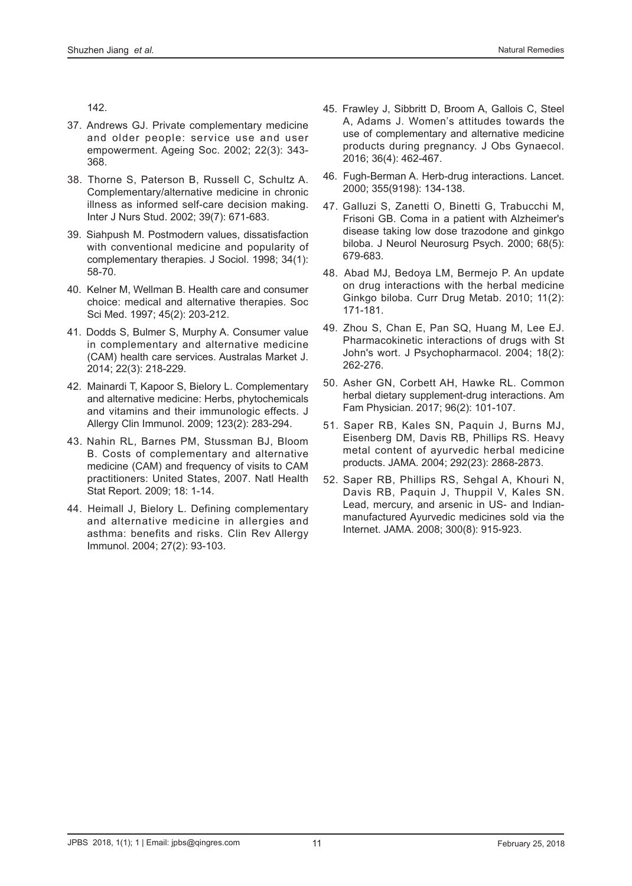142.

37. Andrews GJ. Private complementary medicine and older people: service use and user empowerment. Ageing Soc. 2002; 22(3): 343-368.

38. Thorne S, Paterson B, Russell C, Schultz A. Complementary/alternative medicine in chronic illness as informed self-care decision making. Inter J Nurs Stud. 2002; 39(7): 671-683.

39. Siahpush M. Postmodern values, dissatisfaction with conventional medicine and popularity of complementary therapies. J Sociol. 1998; 34(1): 58-70.

40. Kelner M, Wellman B. Health care and consumer choice: medical and alternative therapies. Soc Sci Med. 1997; 45(2): 203-212.

41. Dodds S, Bulmer S, Murphy A. Consumer value in complementary and alternative medicine (CAM) health care services. Australas Market J. 2014; 22(3): 218-229.

42. Mainardi T, Kapoor S, Bielory L. Complementary and alternative medicine: Herbs, phytochemicals and vitamins and their immunologic effects. J Allergy Clin Immunol. 2009; 123(2): 283-294.

43. Nahin RL, Barnes PM, Stussman BJ, Bloom B. Costs of complementary and alternative medicine (CAM) and frequency of visits to CAM practitioners: United States, 2007. Natl Health Stat Report. 2009; 18: 1-14.

44. Heimall J, Bielory L. Defining complementary and alternative medicine in allergies and asthma: benefits and risks. Clin Rev Allergy Immunol. 2004; 27(2): 93-103.

45. Frawley J, Sibbritt D, Broom A, Gallois C, Steel A, Adams J. Women's attitudes towards the use of complementary and alternative medicine products during pregnancy. J Obs Gynaecol. 2016; 36(4): 462-467.

46. Fugh-Berman A. Herb-drug interactions. Lancet. 2000; 355(9198): 134-138.

47. Galluzi S, Zanetti O, Binetti G, Trabucchi M, Frisoni GB. Coma in a patient with Alzheimer's disease taking low dose trazodone and ginkgo biloba. J Neurol Neurosurg Psych. 2000; 68(5): 679-683.

48. Abad MJ, Bedoya LM, Bermejo P. An update on drug interactions with the herbal medicine Ginkgo biloba. Curr Drug Metab. 2010; 11(2): 171-181.

49. Zhou S, Chan E, Pan SQ, Huang M, Lee EJ. Pharmacokinetic interactions of drugs with St John's wort. J Psychopharmacol. 2004; 18(2): 262-276.

50. Asher GN, Corbett AH, Hawke RL. Common herbal dietary supplement-drug interactions. Am Fam Physician. 2017; 96(2): 101-107.

51. Saper RB, Kales SN, Paquin J, Burns MJ, Eisenberg DM, Davis RB, Phillips RS. Heavy metal content of ayurvedic herbal medicine products. JAMA. 2004; 292(23): 2868-2873.

52. Saper RB, Phillips RS, Sehgal A, Khouri N, Davis RB, Paquin J, Thuppil V, Kales SN. Lead, mercury, and arsenic in US- and Indian-manufactured Ayurvedic medicines sold via the Internet. JAMA. 2008; 300(8): 915-923.